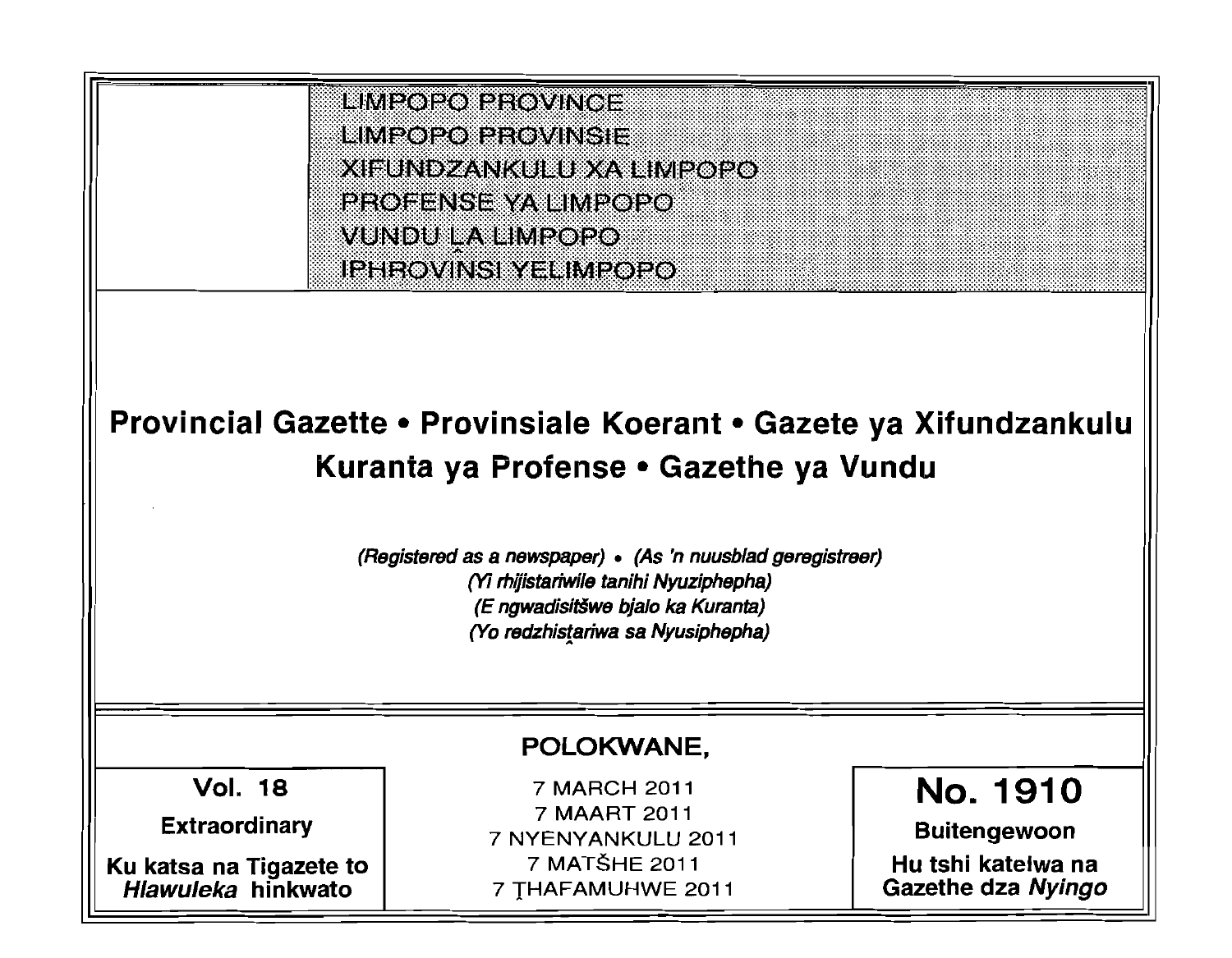LIMPOPO PROVINCE
LIMPOPO PROVINSIE
XIFUNDZANKULU XA LIMPOPO
PROFENSE YA LIMPOPO
VUNDU LA LIMPOPO
IPHROVINSI YELIMPOPO

# Provincial Gazette • Provinsiale Koerant • Gazete ya Xifundzankulu Kuranta ya Profense • Gazethe ya Vundu

*(Registered as a newspaper)* • *(As 'n nuusblad geregistreer)*
*(Yi rhijistariwile tanihi Nyuziphepha)*
*(E ngwadisitšwe bjalo ka Kuranta)*
*(Yo redzhistariwa sa Nyusiphepha)*

**POLOKWANE,**

| Vol. 18 | 7 MARCH 2011 | No. 1910 |
|---|---|---|
| **Extraordinary** | 7 MAART 2011 | **Buitengewoon** |
| **Ku katsa na Tigazete to *Hlawuleka* hinkwato** | 7 NYENYANKULU 2011 | **Hu tshi katelwa na Gazethe dza *Nyingo*** |
| | 7 MATŠHE 2011 | |
| | 7 ṬHAFAMUHWE 2011 | |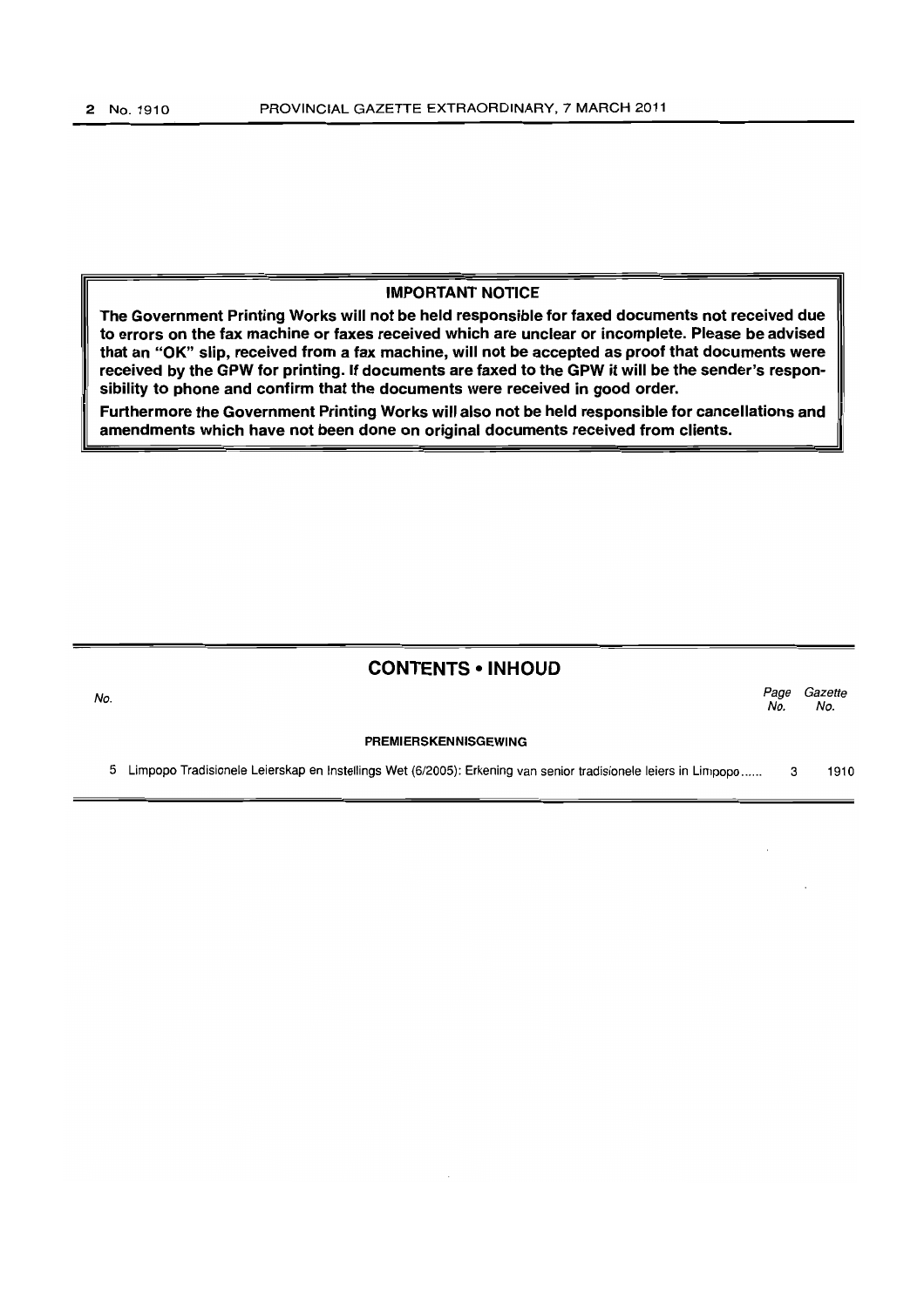**IMPORTANT NOTICE**

**The Government Printing Works will not be held responsible for faxed documents not received due to errors on the fax machine or faxes received which are unclear or incomplete. Please be advised that an "OK" slip, received from a fax machine, will not be accepted as proof that documents were received by the GPW for printing. If documents are faxed to the GPW it will be the sender's responsibility to phone and confirm that the documents were received in good order.**

**Furthermore the Government Printing Works will also not be held responsible for cancellations and amendments which have not been done on original documents received from clients.**

## CONTENTS • INHOUD

| No. | | Page No. | Gazette No. |
|---|---|---|---|
| | **PREMIERSKENNISGEWING** | | |
| 5 | Limpopo Tradisionele Leierskap en Instellings Wet (6/2005): Erkening van senior tradisionele leiers in Limpopo ...... | 3 | 1910 |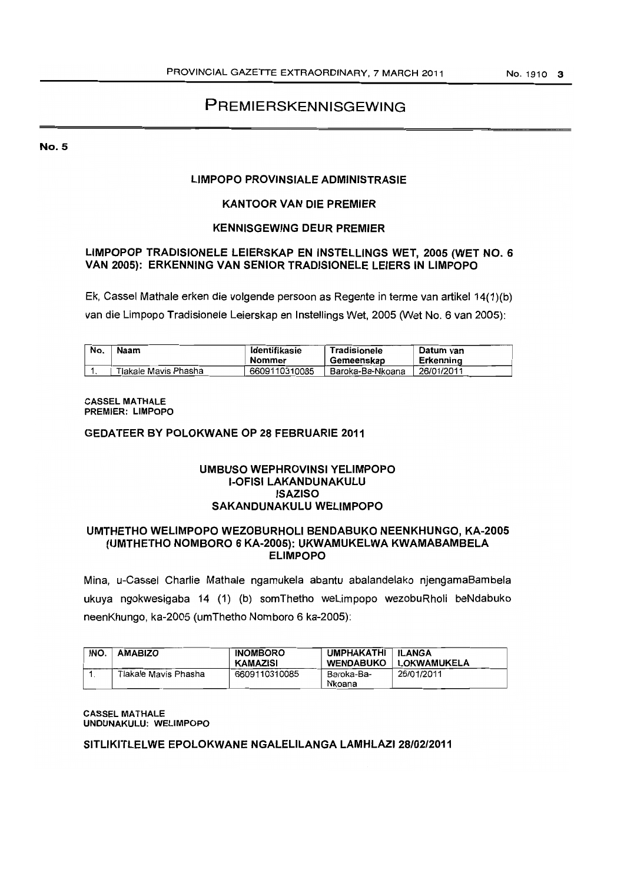# PREMIERSKENNISGEWING

**No. 5**

**LIMPOPO PROVINSIALE ADMINISTRASIE**

**KANTOOR VAN DIE PREMIER**

**KENNISGEWING DEUR PREMIER**

**LIMPOPOP TRADISIONELE LEIERSKAP EN INSTELLINGS WET, 2005 (WET NO. 6 VAN 2005): ERKENNING VAN SENIOR TRADISIONELE LEIERS IN LIMPOPO**

Ek, Cassel Mathale erken die volgende persoon as Regente in terme van artikel 14(1)(b) van die Limpopo Tradisionele Leierskap en Instellings Wet, 2005 (Wet No. 6 van 2005):

| No. | Naam | Identifikasie Nommer | Tradisionele Gemeenskap | Datum van Erkenning |
|---|---|---|---|---|
| 1. | Tlakale Mavis Phasha | 6609110310085 | Baroka-Ba-Nkoana | 26/01/2011 |

**CASSEL MATHALE**
**PREMIER: LIMPOPO**

**GEDATEER BY POLOKWANE OP 28 FEBRUARIE 2011**

**UMBUSO WEPHROVINSI YELIMPOPO**
**I-OFISI LAKANDUNAKULU**
**ISAZISO**
**SAKANDUNAKULU WELIMPOPO**

**UMTHETHO WELIMPOPO WEZOBURHOLI BENDABUKO NEENKHUNGO, KA-2005 (UMTHETHO NOMBORO 6 KA-2005): UKWAMUKELWA KWAMABAMBELA ELIMPOPO**

Mina, u-Cassel Charlie Mathale ngamukela abantu abalandelako njengamaBambela ukuya ngokwesigaba 14 (1) (b) somThetho weLimpopo wezobuRholi beNdabuko neenKhungo, ka-2005 (umThetho Nomboro 6 ka-2005):

| INO. | AMABIZO | INOMBORO KAMAZISI | UMPHAKATHI WENDABUKO | ILANGA LOKWAMUKELA |
|---|---|---|---|---|
| 1. | Tlakale Mavis Phasha | 6609110310085 | Baroka-Ba-Nkoana | 26/01/2011 |

**CASSEL MATHALE**
**UNDUNAKULU: WELIMPOPO**

**SITLIKITLELWE EPOLOKWANE NGALELILANGA LAMHLAZI 28/02/2011**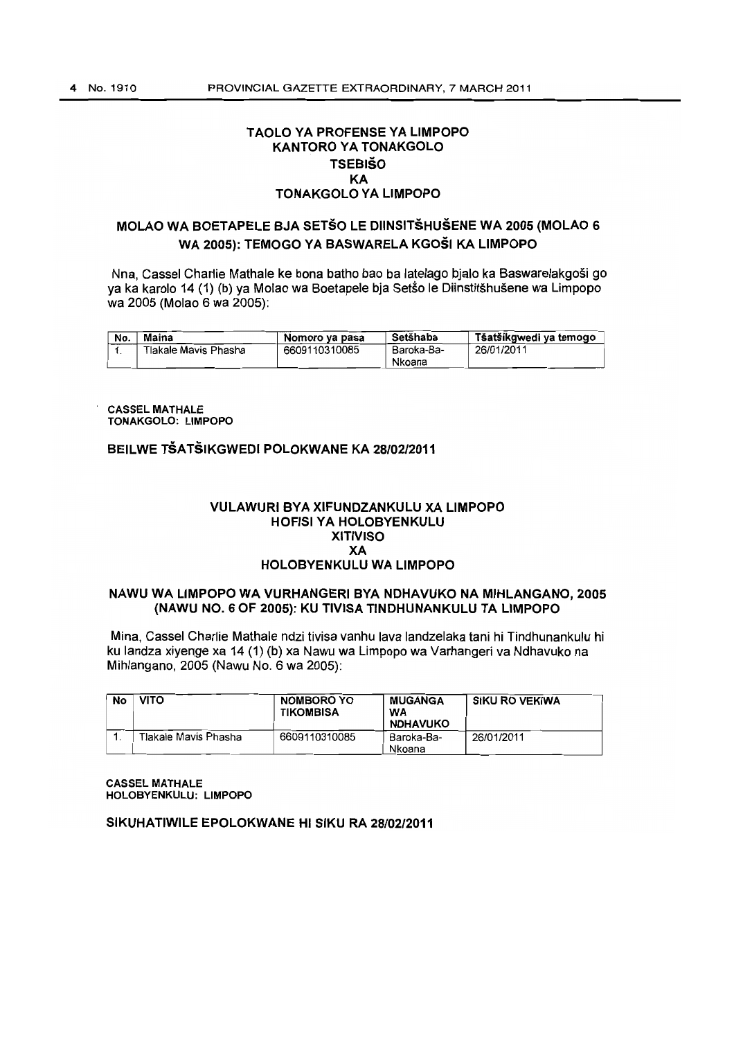# TAOLO YA PROFENSE YA LIMPOPO
# KANTORO YA TONAKGOLO
# TSEBIŠO
# KA
# TONAKGOLO YA LIMPOPO

## MOLAO WA BOETAPELE BJA SETŠO LE DIINSITŠHUŠENE WA 2005 (MOLAO 6 WA 2005): TEMOGO YA BASWARELA KGOŠI KA LIMPOPO

Nna, Cassel Charlie Mathale ke bona batho bao ba latelago bjalo ka Baswarelakgoši go ya ka karolo 14 (1) (b) ya Molao wa Boetapele bja Setšo le Diinstitšhušene wa Limpopo wa 2005 (Molao 6 wa 2005):

| No. | Maina | Nomoro ya pasa | Setšhaba | Tšatšikgwedi ya temogo |
|---|---|---|---|---|
| 1. | Tlakale Mavis Phasha | 6609110310085 | Baroka-Ba-Nkoana | 26/01/2011 |

**CASSEL MATHALE**
**TONAKGOLO: LIMPOPO**

**BEILWE TŠATŠIKGWEDI POLOKWANE KA 28/02/2011**

# VULAWURI BYA XIFUNDZANKULU XA LIMPOPO
# HOFISI YA HOLOBYENKULU
# XITIVISO
# XA
# HOLOBYENKULU WA LIMPOPO

## NAWU WA LIMPOPO WA VURHANGERI BYA NDHAVUKO NA MIHLANGANO, 2005 (NAWU NO. 6 OF 2005): KU TIVISA TINDHUNANKULU TA LIMPOPO

Mina, Cassel Charlie Mathale ndzi tivisa vanhu lava landzelaka tani hi Tindhunankulu hi ku landza xiyenge xa 14 (1) (b) xa Nawu wa Limpopo wa Varhangeri va Ndhavuko na Mihlangano, 2005 (Nawu No. 6 wa 2005):

| No | VITO | NOMBORO YO TIKOMBISA | MUGANGA WA NDHAVUKO | SIKU RO VEKIWA |
|---|---|---|---|---|
| 1. | Tlakale Mavis Phasha | 6609110310085 | Baroka-Ba-Nkoana | 26/01/2011 |

**CASSEL MATHALE**
**HOLOBYENKULU: LIMPOPO**

**SIKUHATIWILE EPOLOKWANE HI SIKU RA 28/02/2011**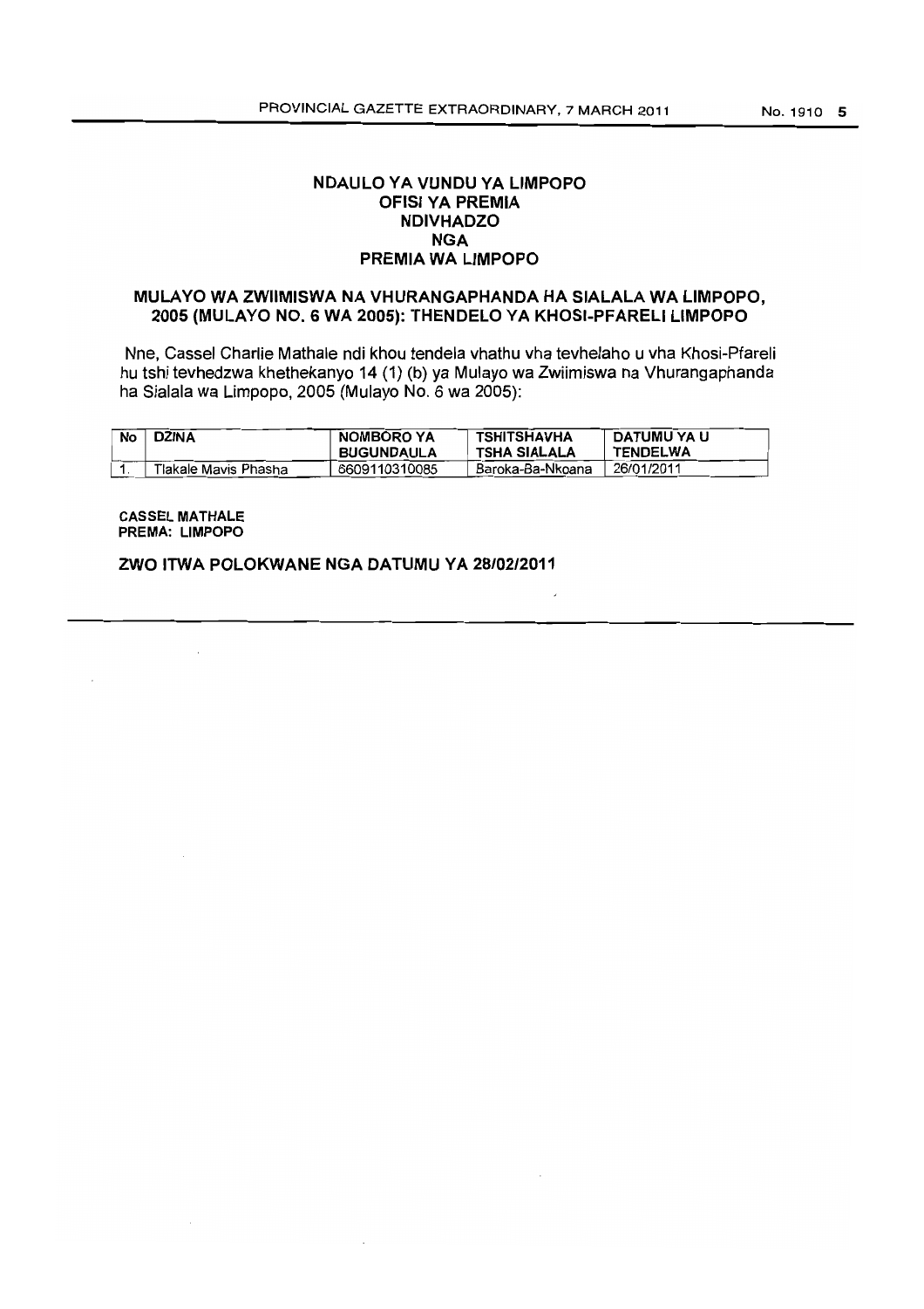## NDAULO YA VUNDU YA LIMPOPO
## OFISI YA PREMIA
## NDIVHADZO
## NGA
## PREMIA WA LIMPOPO

### MULAYO WA ZWIIMISWA NA VHURANGAPHANDA HA SIALALA WA LIMPOPO, 2005 (MULAYO NO. 6 WA 2005): THENDELO YA KHOSI-PFARELI LIMPOPO

Nne, Cassel Charlie Mathale ndi khou tendela vhathu vha tevhelaho u vha Khosi-Pfareli hu tshi tevhedzwa khethekanyo 14 (1) (b) ya Mulayo wa Zwiimiswa na Vhurangaphanda ha Sialala wa Limpopo, 2005 (Mulayo No. 6 wa 2005):

| No | DZINA | NOMBORO YA BUGUNDAULA | TSHITSHAVHA TSHA SIALALA | DATUMU YA U TENDELWA |
|---|---|---|---|---|
| 1. | Tlakale Mavis Phasha | 6609110310085 | Baroka-Ba-Nkoana | 26/01/2011 |

**CASSEL MATHALE**
**PREMA: LIMPOPO**

**ZWO ITWA POLOKWANE NGA DATUMU YA 28/02/2011**